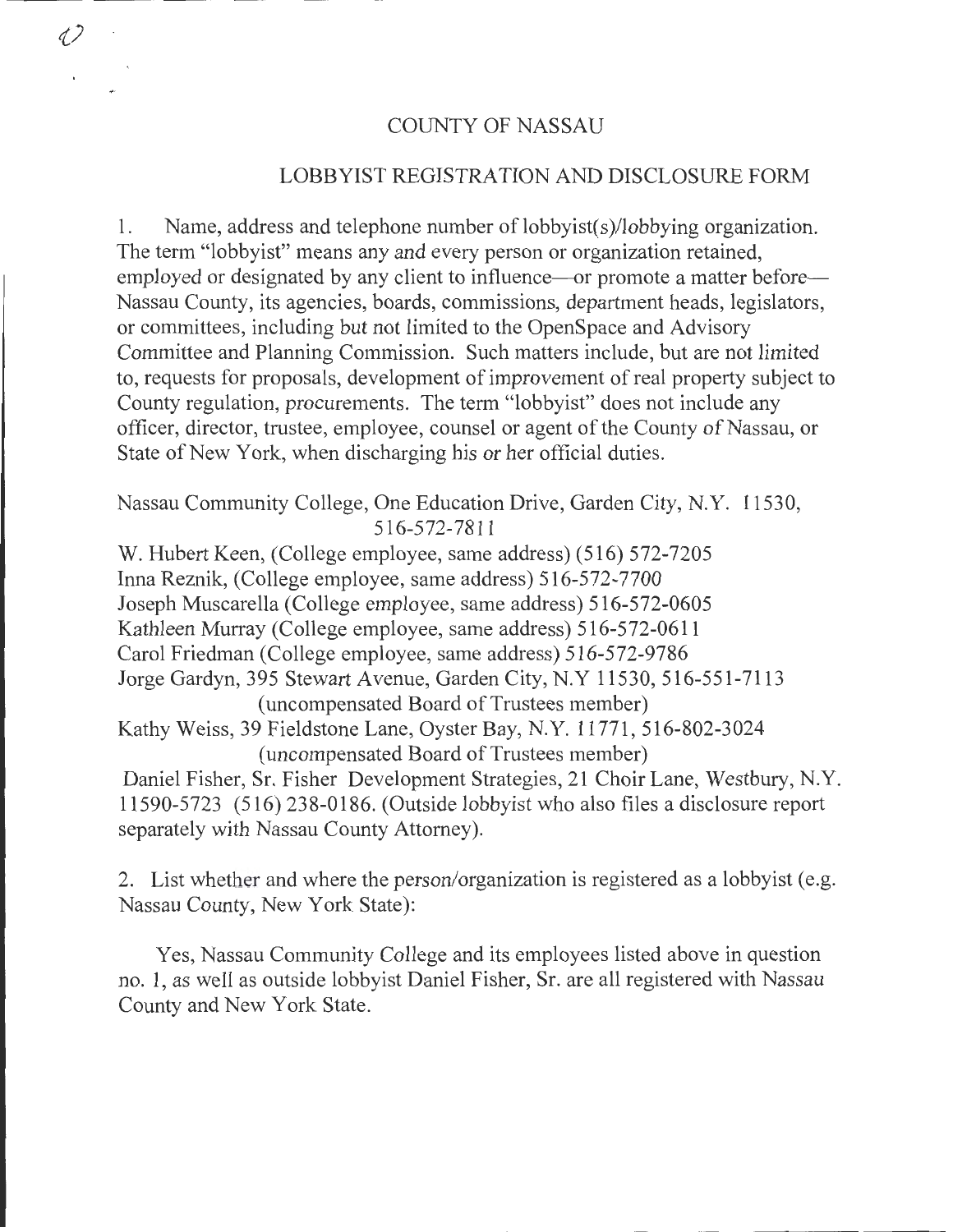# COUNTY OF NASSAU

## LOBBYIST REGISTRATION AND DISCLOSURE FORM

1. Name, address and telephone number of lobbyist(s)/lobbying organization. The term "lobbyist" means any and every person or organization retained, employed or designated by any client to influence—or promote a matter before—Nassau County, its agencies, boards, commissions, department heads, legislators, or committees, including but not limited to the OpenSpace and Advisory Committee and Planning Commission. Such matters include, but are not limited to, requests for proposals, development of improvement of real property subject to County regulation, procurements. The term "lobbyist" does not include any officer, director, trustee, employee, counsel or agent of the County of Nassau, or State of New York, when discharging his or her official duties.

Nassau Community College, One Education Drive, Garden City, N.Y. 11530, 516-572-7811
W. Hubert Keen, (College employee, same address) (516) 572-7205
Inna Reznik, (College employee, same address) 516-572-7700
Joseph Muscarella (College employee, same address) 516-572-0605
Kathleen Murray (College employee, same address) 516-572-0611
Carol Friedman (College employee, same address) 516-572-9786
Jorge Gardyn, 395 Stewart Avenue, Garden City, N.Y 11530, 516-551-7113 (uncompensated Board of Trustees member)
Kathy Weiss, 39 Fieldstone Lane, Oyster Bay, N.Y. 11771, 516-802-3024 (uncompensated Board of Trustees member)
Daniel Fisher, Sr. Fisher Development Strategies, 21 Choir Lane, Westbury, N.Y. 11590-5723 (516) 238-0186. (Outside lobbyist who also files a disclosure report separately with Nassau County Attorney).

2. List whether and where the person/organization is registered as a lobbyist (e.g. Nassau County, New York State):

Yes, Nassau Community College and its employees listed above in question no. 1, as well as outside lobbyist Daniel Fisher, Sr. are all registered with Nassau County and New York State.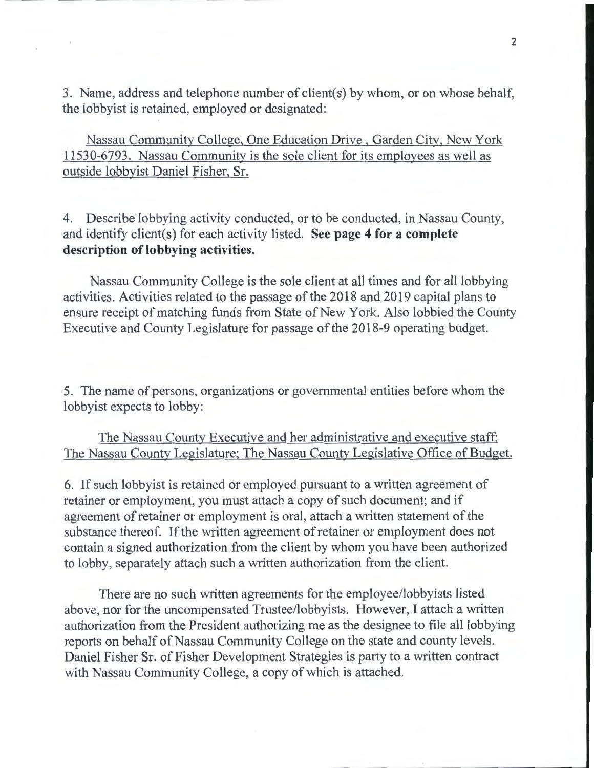3. Name, address and telephone number of client(s) by whom, or on whose behalf, the lobbyist is retained, employed or designated:

Nassau Community College, One Education Drive , Garden City, New York 11530-6793. Nassau Community is the sole client for its employees as well as outside lobbyist Daniel Fisher, Sr.

4. Describe lobbying activity conducted, or to be conducted, in Nassau County, and identify client(s) for each activity listed. **See page 4 for a complete description of lobbying activities.**

Nassau Community College is the sole client at all times and for all lobbying activities. Activities related to the passage of the 2018 and 2019 capital plans to ensure receipt of matching funds from State of New York. Also lobbied the County Executive and County Legislature for passage of the 2018-9 operating budget.

5. The name of persons, organizations or governmental entities before whom the lobbyist expects to lobby:

The Nassau County Executive and her administrative and executive staff; The Nassau County Legislature; The Nassau County Legislative Office of Budget.

6. If such lobbyist is retained or employed pursuant to a written agreement of retainer or employment, you must attach a copy of such document; and if agreement of retainer or employment is oral, attach a written statement of the substance thereof. If the written agreement of retainer or employment does not contain a signed authorization from the client by whom you have been authorized to lobby, separately attach such a written authorization from the client.

There are no such written agreements for the employee/lobbyists listed above, nor for the uncompensated Trustee/lobbyists. However, I attach a written authorization from the President authorizing me as the designee to file all lobbying reports on behalf of Nassau Community College on the state and county levels. Daniel Fisher Sr. of Fisher Development Strategies is party to a written contract with Nassau Community College, a copy of which is attached.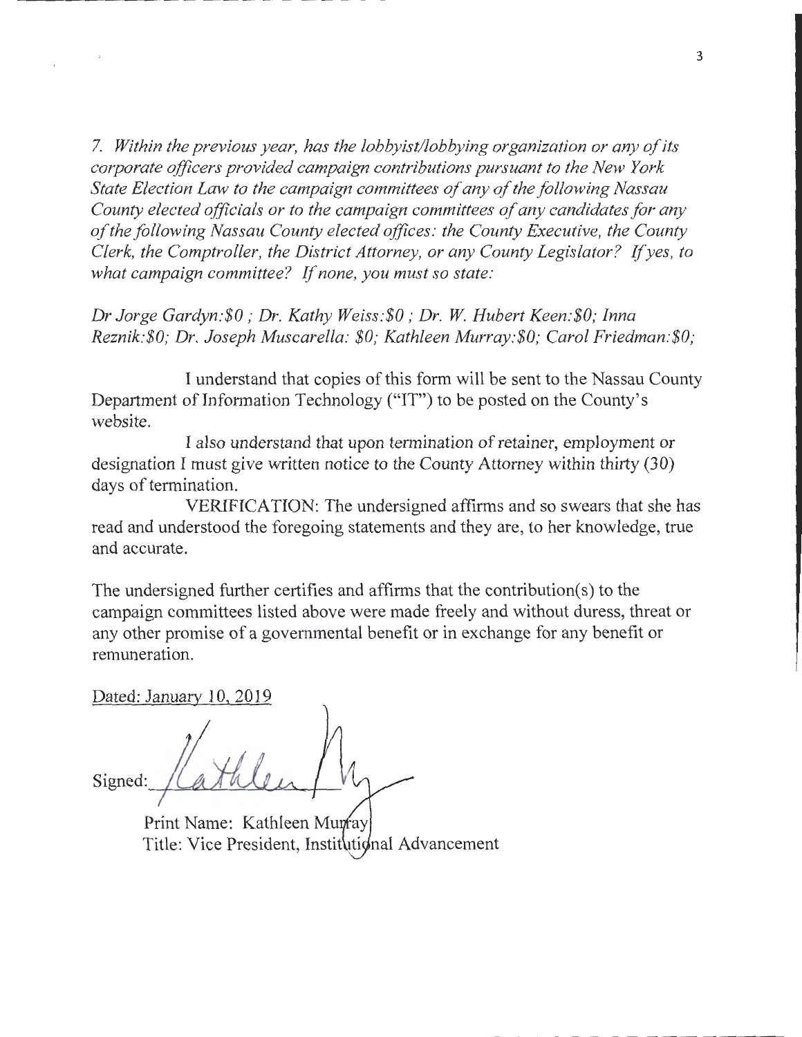*7. Within the previous year, has the lobbyist/lobbying organization or any of its corporate officers provided campaign contributions pursuant to the New York State Election Law to the campaign committees of any of the following Nassau County elected officials or to the campaign committees of any candidates for any of the following Nassau County elected offices: the County Executive, the County Clerk, the Comptroller, the District Attorney, or any County Legislator? If yes, to what campaign committee? If none, you must so state:*

*Dr Jorge Gardyn:$0 ; Dr. Kathy Weiss:$0 ; Dr. W. Hubert Keen:$0; Inna Reznik:$0; Dr. Joseph Muscarella: $0; Kathleen Murray:$0; Carol Friedman:$0;*

I understand that copies of this form will be sent to the Nassau County Department of Information Technology ("IT") to be posted on the County's website.

I also understand that upon termination of retainer, employment or designation I must give written notice to the County Attorney within thirty (30) days of termination.

VERIFICATION: The undersigned affirms and so swears that she has read and understood the foregoing statements and they are, to her knowledge, true and accurate.

The undersigned further certifies and affirms that the contribution(s) to the campaign committees listed above were made freely and without duress, threat or any other promise of a governmental benefit or in exchange for any benefit or remuneration.

Dated: January 10, 2019

Signed: Kathleen M

Print Name: Kathleen Murray
Title: Vice President, Institutional Advancement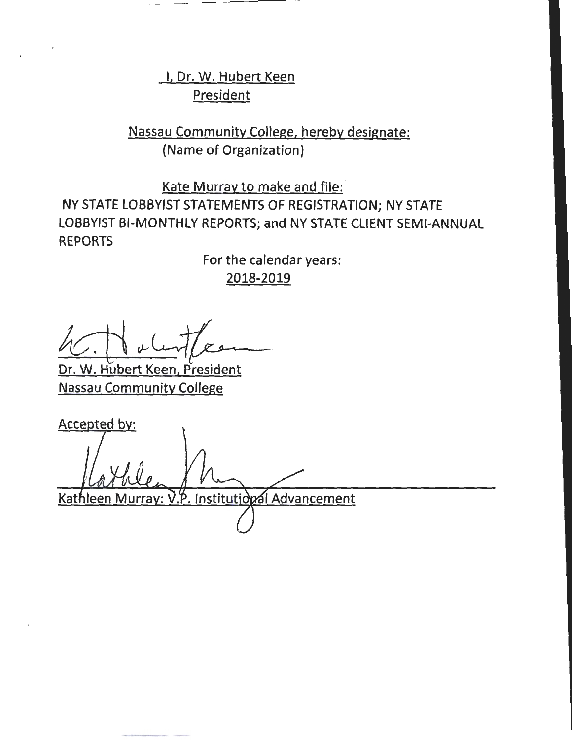I, Dr. W. Hubert Keen
President

Nassau Community College, hereby designate:
(Name of Organization)

Kate Murray to make and file:
NY STATE LOBBYIST STATEMENTS OF REGISTRATION; NY STATE LOBBYIST BI-MONTHLY REPORTS; and NY STATE CLIENT SEMI-ANNUAL REPORTS

For the calendar years:
2018-2019

Dr. W. Hubert Keen, President
Nassau Community College

Accepted by:

Kathleen Murray: V.P. Institutional Advancement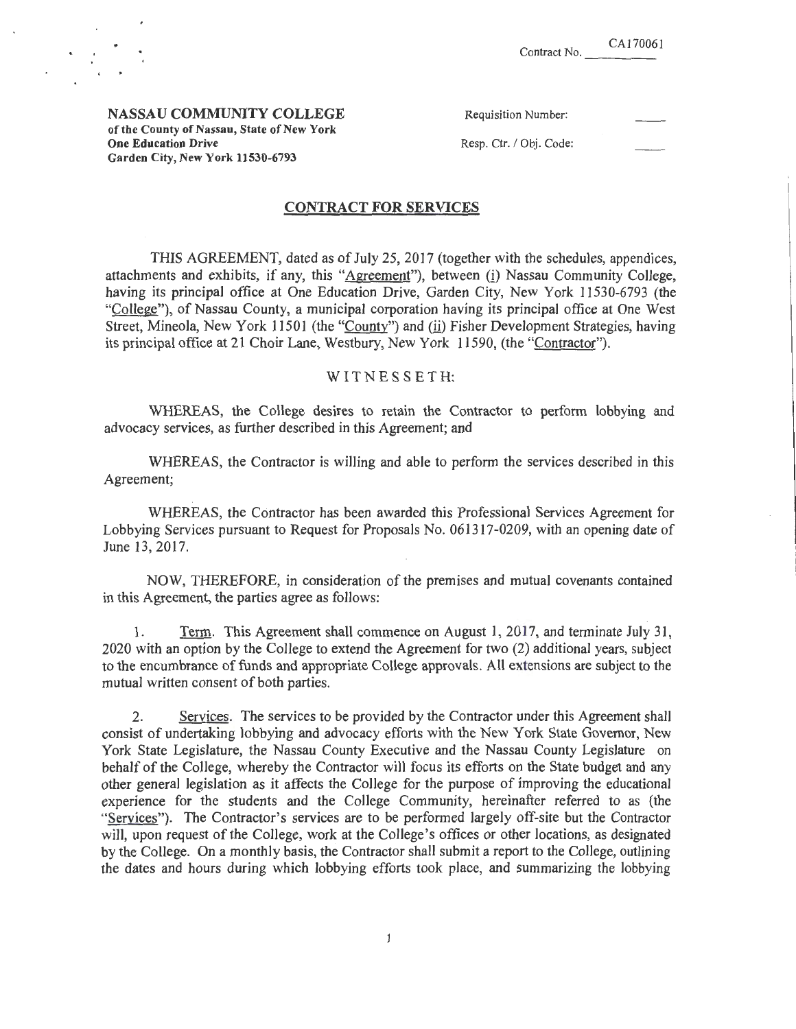Contract No. CA170061

**NASSAU COMMUNITY COLLEGE**
**of the County of Nassau, State of New York**
**One Education Drive**
**Garden City, New York 11530-6793**

Requisition Number: \_\_\_\_

Resp. Ctr. / Obj. Code: \_\_\_\_

## CONTRACT FOR SERVICES

THIS AGREEMENT, dated as of July 25, 2017 (together with the schedules, appendices, attachments and exhibits, if any, this "Agreement"), between (i) Nassau Community College, having its principal office at One Education Drive, Garden City, New York 11530-6793 (the "College"), of Nassau County, a municipal corporation having its principal office at One West Street, Mineola, New York 11501 (the "County") and (ii) Fisher Development Strategies, having its principal office at 21 Choir Lane, Westbury, New York 11590, (the "Contractor").

W I T N E S S E T H:

WHEREAS, the College desires to retain the Contractor to perform lobbying and advocacy services, as further described in this Agreement; and

WHEREAS, the Contractor is willing and able to perform the services described in this Agreement;

WHEREAS, the Contractor has been awarded this Professional Services Agreement for Lobbying Services pursuant to Request for Proposals No. 061317-0209, with an opening date of June 13, 2017.

NOW, THEREFORE, in consideration of the premises and mutual covenants contained in this Agreement, the parties agree as follows:

1. Term. This Agreement shall commence on August 1, 2017, and terminate July 31, 2020 with an option by the College to extend the Agreement for two (2) additional years, subject to the encumbrance of funds and appropriate College approvals. All extensions are subject to the mutual written consent of both parties.

2. Services. The services to be provided by the Contractor under this Agreement shall consist of undertaking lobbying and advocacy efforts with the New York State Governor, New York State Legislature, the Nassau County Executive and the Nassau County Legislature on behalf of the College, whereby the Contractor will focus its efforts on the State budget and any other general legislation as it affects the College for the purpose of improving the educational experience for the students and the College Community, hereinafter referred to as (the "Services"). The Contractor's services are to be performed largely off-site but the Contractor will, upon request of the College, work at the College's offices or other locations, as designated by the College. On a monthly basis, the Contractor shall submit a report to the College, outlining the dates and hours during which lobbying efforts took place, and summarizing the lobbying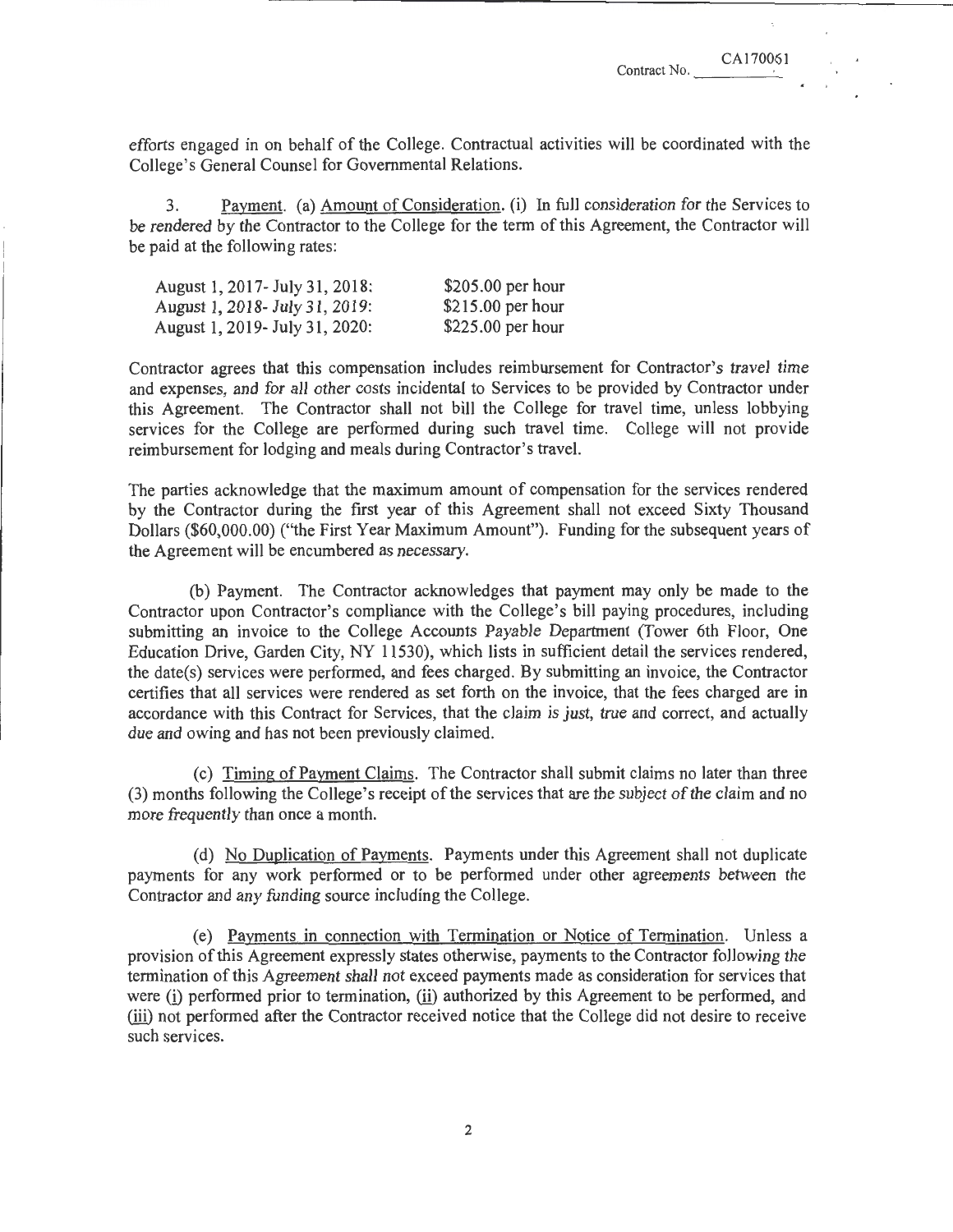Contract No. CA170051

efforts engaged in on behalf of the College. Contractual activities will be coordinated with the College's General Counsel for Governmental Relations.

3. Payment. (a) Amount of Consideration. (i) In full consideration for the Services to be rendered by the Contractor to the College for the term of this Agreement, the Contractor will be paid at the following rates:

| | |
|---|---|
| August 1, 2017- July 31, 2018: | $205.00 per hour |
| August 1, 2018- July 31, 2019: | $215.00 per hour |
| August 1, 2019- July 31, 2020: | $225.00 per hour |

Contractor agrees that this compensation includes reimbursement for Contractor's travel time and expenses, and for all other costs incidental to Services to be provided by Contractor under this Agreement. The Contractor shall not bill the College for travel time, unless lobbying services for the College are performed during such travel time. College will not provide reimbursement for lodging and meals during Contractor's travel.

The parties acknowledge that the maximum amount of compensation for the services rendered by the Contractor during the first year of this Agreement shall not exceed Sixty Thousand Dollars ($60,000.00) ("the First Year Maximum Amount"). Funding for the subsequent years of the Agreement will be encumbered as necessary.

(b) Payment. The Contractor acknowledges that payment may only be made to the Contractor upon Contractor's compliance with the College's bill paying procedures, including submitting an invoice to the College Accounts Payable Department (Tower 6th Floor, One Education Drive, Garden City, NY 11530), which lists in sufficient detail the services rendered, the date(s) services were performed, and fees charged. By submitting an invoice, the Contractor certifies that all services were rendered as set forth on the invoice, that the fees charged are in accordance with this Contract for Services, that the claim is just, true and correct, and actually due and owing and has not been previously claimed.

(c) Timing of Payment Claims. The Contractor shall submit claims no later than three (3) months following the College's receipt of the services that are the subject of the claim and no more frequently than once a month.

(d) No Duplication of Payments. Payments under this Agreement shall not duplicate payments for any work performed or to be performed under other agreements between the Contractor and any funding source including the College.

(e) Payments in connection with Termination or Notice of Termination. Unless a provision of this Agreement expressly states otherwise, payments to the Contractor following the termination of this Agreement shall not exceed payments made as consideration for services that were (i) performed prior to termination, (ii) authorized by this Agreement to be performed, and (iii) not performed after the Contractor received notice that the College did not desire to receive such services.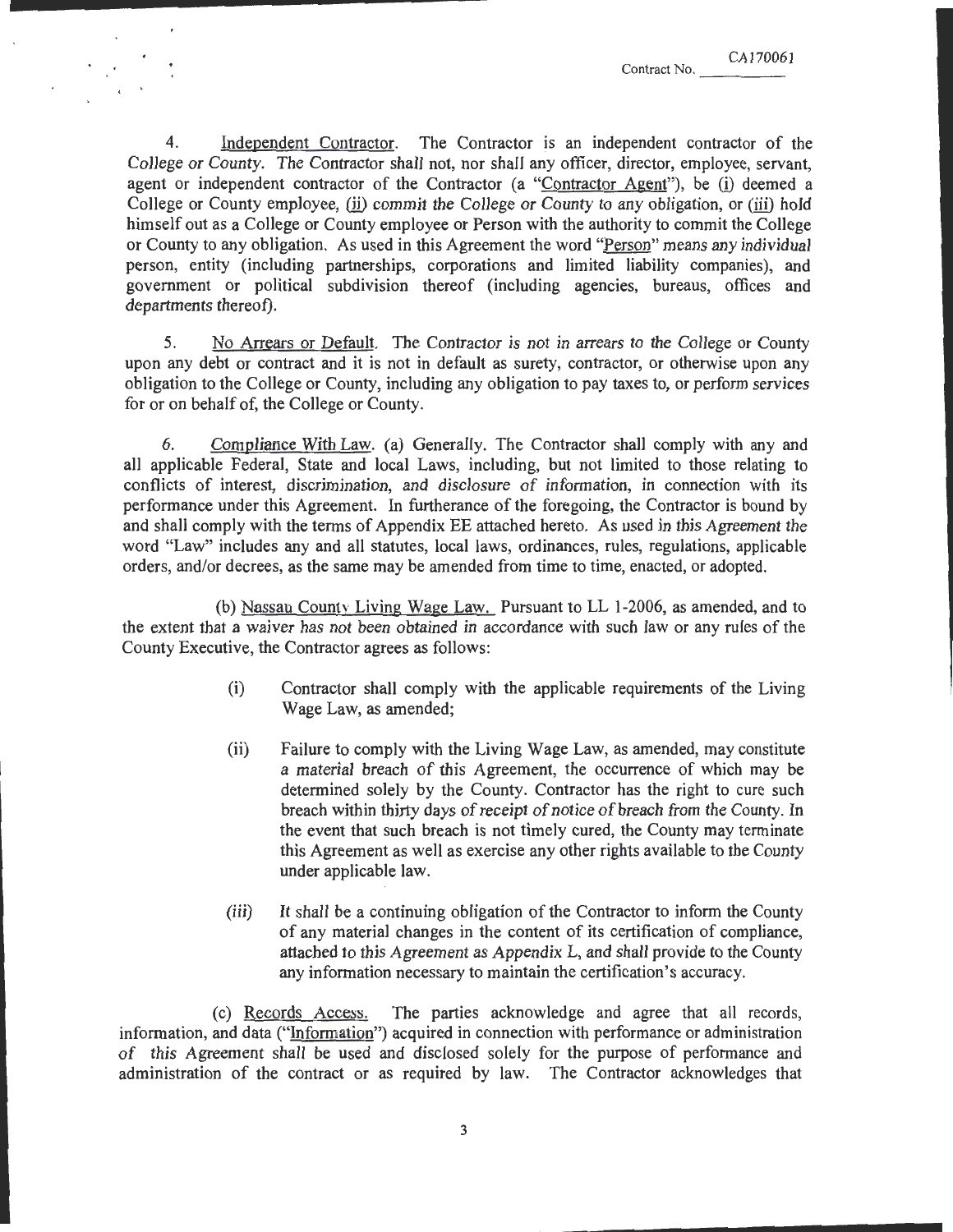Contract No. CA170061

4. Independent Contractor. The Contractor is an independent contractor of the College or County. The Contractor shall not, nor shall any officer, director, employee, servant, agent or independent contractor of the Contractor (a "Contractor Agent"), be (i) deemed a College or County employee, (ii) commit the College or County to any obligation, or (iii) hold himself out as a College or County employee or Person with the authority to commit the College or County to any obligation. As used in this Agreement the word "Person" means any individual person, entity (including partnerships, corporations and limited liability companies), and government or political subdivision thereof (including agencies, bureaus, offices and departments thereof).

5. No Arrears or Default. The Contractor is not in arrears to the College or County upon any debt or contract and it is not in default as surety, contractor, or otherwise upon any obligation to the College or County, including any obligation to pay taxes to, or perform services for or on behalf of, the College or County.

6. Compliance With Law. (a) Generally. The Contractor shall comply with any and all applicable Federal, State and local Laws, including, but not limited to those relating to conflicts of interest, discrimination, and disclosure of information, in connection with its performance under this Agreement. In furtherance of the foregoing, the Contractor is bound by and shall comply with the terms of Appendix EE attached hereto. As used in this Agreement the word "Law" includes any and all statutes, local laws, ordinances, rules, regulations, applicable orders, and/or decrees, as the same may be amended from time to time, enacted, or adopted.

(b) Nassau County Living Wage Law. Pursuant to LL 1-2006, as amended, and to the extent that a waiver has not been obtained in accordance with such law or any rules of the County Executive, the Contractor agrees as follows:

(i) Contractor shall comply with the applicable requirements of the Living Wage Law, as amended;

(ii) Failure to comply with the Living Wage Law, as amended, may constitute a material breach of this Agreement, the occurrence of which may be determined solely by the County. Contractor has the right to cure such breach within thirty days of receipt of notice of breach from the County. In the event that such breach is not timely cured, the County may terminate this Agreement as well as exercise any other rights available to the County under applicable law.

(iii) It shall be a continuing obligation of the Contractor to inform the County of any material changes in the content of its certification of compliance, attached to this Agreement as Appendix L, and shall provide to the County any information necessary to maintain the certification's accuracy.

(c) Records Access. The parties acknowledge and agree that all records, information, and data ("Information") acquired in connection with performance or administration of this Agreement shall be used and disclosed solely for the purpose of performance and administration of the contract or as required by law. The Contractor acknowledges that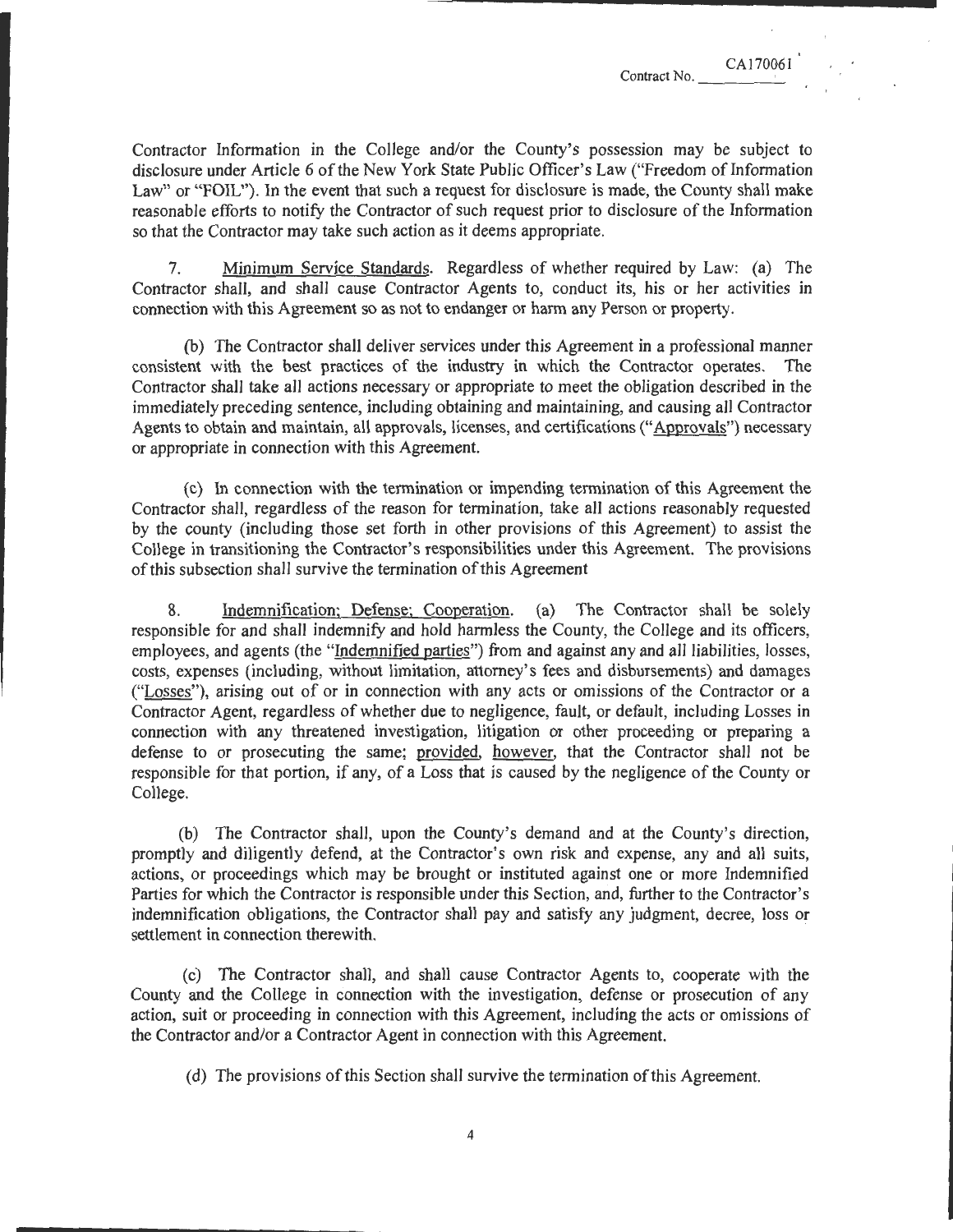Contractor Information in the College and/or the County's possession may be subject to disclosure under Article 6 of the New York State Public Officer's Law ("Freedom of Information Law" or "FOIL"). In the event that such a request for disclosure is made, the County shall make reasonable efforts to notify the Contractor of such request prior to disclosure of the Information so that the Contractor may take such action as it deems appropriate.

7. Minimum Service Standards. Regardless of whether required by Law: (a) The Contractor shall, and shall cause Contractor Agents to, conduct its, his or her activities in connection with this Agreement so as not to endanger or harm any Person or property.

(b) The Contractor shall deliver services under this Agreement in a professional manner consistent with the best practices of the industry in which the Contractor operates. The Contractor shall take all actions necessary or appropriate to meet the obligation described in the immediately preceding sentence, including obtaining and maintaining, and causing all Contractor Agents to obtain and maintain, all approvals, licenses, and certifications ("Approvals") necessary or appropriate in connection with this Agreement.

(c) In connection with the termination or impending termination of this Agreement the Contractor shall, regardless of the reason for termination, take all actions reasonably requested by the county (including those set forth in other provisions of this Agreement) to assist the College in transitioning the Contractor's responsibilities under this Agreement. The provisions of this subsection shall survive the termination of this Agreement

8. Indemnification; Defense; Cooperation. (a) The Contractor shall be solely responsible for and shall indemnify and hold harmless the County, the College and its officers, employees, and agents (the "Indemnified parties") from and against any and all liabilities, losses, costs, expenses (including, without limitation, attorney's fees and disbursements) and damages ("Losses"), arising out of or in connection with any acts or omissions of the Contractor or a Contractor Agent, regardless of whether due to negligence, fault, or default, including Losses in connection with any threatened investigation, litigation or other proceeding or preparing a defense to or prosecuting the same; provided, however, that the Contractor shall not be responsible for that portion, if any, of a Loss that is caused by the negligence of the County or College.

(b) The Contractor shall, upon the County's demand and at the County's direction, promptly and diligently defend, at the Contractor's own risk and expense, any and all suits, actions, or proceedings which may be brought or instituted against one or more Indemnified Parties for which the Contractor is responsible under this Section, and, further to the Contractor's indemnification obligations, the Contractor shall pay and satisfy any judgment, decree, loss or settlement in connection therewith.

(c) The Contractor shall, and shall cause Contractor Agents to, cooperate with the County and the College in connection with the investigation, defense or prosecution of any action, suit or proceeding in connection with this Agreement, including the acts or omissions of the Contractor and/or a Contractor Agent in connection with this Agreement.

(d) The provisions of this Section shall survive the termination of this Agreement.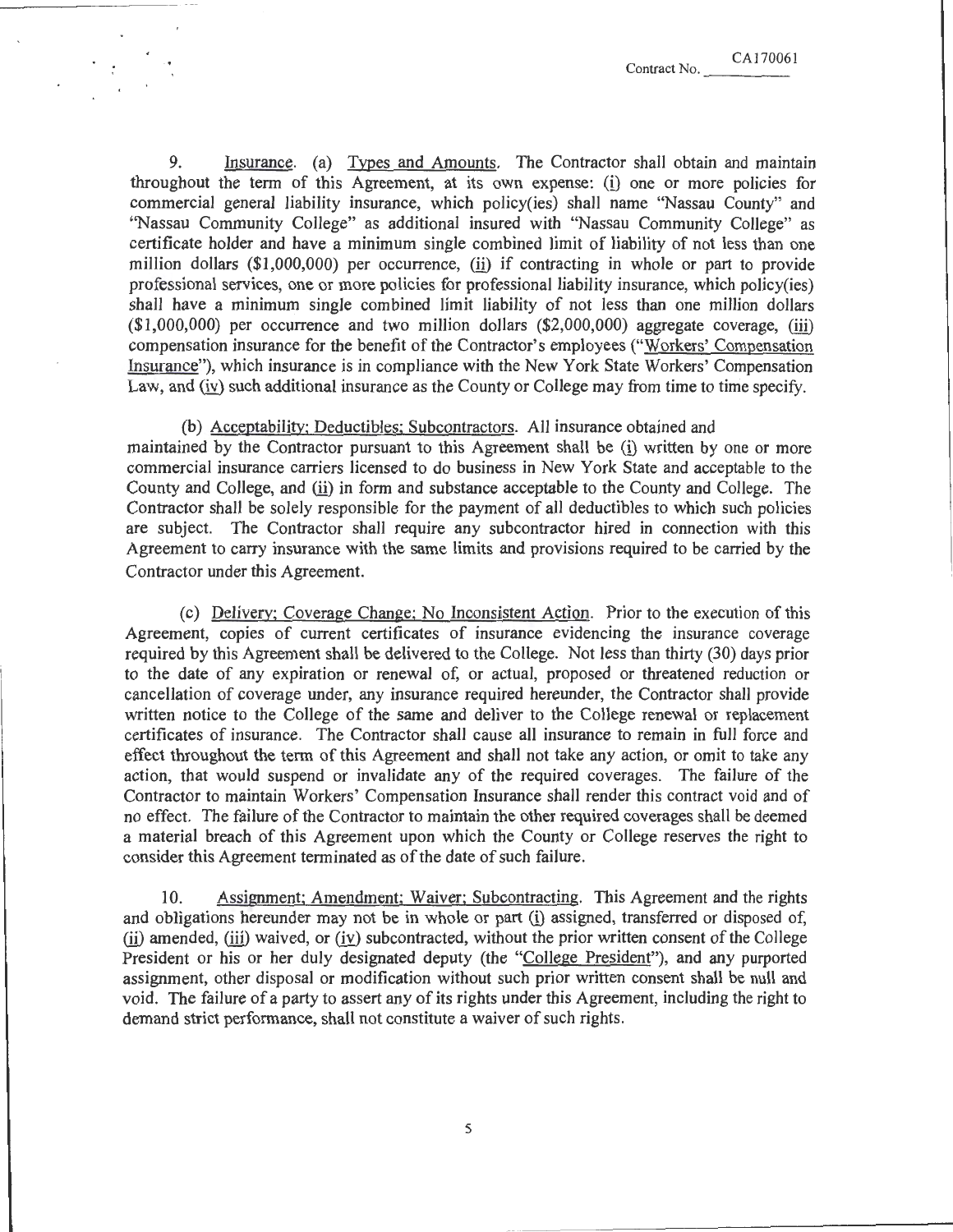9. Insurance. (a) Types and Amounts. The Contractor shall obtain and maintain throughout the term of this Agreement, at its own expense: (i) one or more policies for commercial general liability insurance, which policy(ies) shall name "Nassau County" and "Nassau Community College" as additional insured with "Nassau Community College" as certificate holder and have a minimum single combined limit of liability of not less than one million dollars ($1,000,000) per occurrence, (ii) if contracting in whole or part to provide professional services, one or more policies for professional liability insurance, which policy(ies) shall have a minimum single combined limit liability of not less than one million dollars ($1,000,000) per occurrence and two million dollars ($2,000,000) aggregate coverage, (iii) compensation insurance for the benefit of the Contractor's employees ("Workers' Compensation Insurance"), which insurance is in compliance with the New York State Workers' Compensation Law, and (iv) such additional insurance as the County or College may from time to time specify.

(b) Acceptability; Deductibles; Subcontractors. All insurance obtained and maintained by the Contractor pursuant to this Agreement shall be (i) written by one or more commercial insurance carriers licensed to do business in New York State and acceptable to the County and College, and (ii) in form and substance acceptable to the County and College. The Contractor shall be solely responsible for the payment of all deductibles to which such policies are subject. The Contractor shall require any subcontractor hired in connection with this Agreement to carry insurance with the same limits and provisions required to be carried by the Contractor under this Agreement.

(c) Delivery; Coverage Change; No Inconsistent Action. Prior to the execution of this Agreement, copies of current certificates of insurance evidencing the insurance coverage required by this Agreement shall be delivered to the College. Not less than thirty (30) days prior to the date of any expiration or renewal of, or actual, proposed or threatened reduction or cancellation of coverage under, any insurance required hereunder, the Contractor shall provide written notice to the College of the same and deliver to the College renewal or replacement certificates of insurance. The Contractor shall cause all insurance to remain in full force and effect throughout the term of this Agreement and shall not take any action, or omit to take any action, that would suspend or invalidate any of the required coverages. The failure of the Contractor to maintain Workers' Compensation Insurance shall render this contract void and of no effect. The failure of the Contractor to maintain the other required coverages shall be deemed a material breach of this Agreement upon which the County or College reserves the right to consider this Agreement terminated as of the date of such failure.

10. Assignment; Amendment; Waiver; Subcontracting. This Agreement and the rights and obligations hereunder may not be in whole or part (i) assigned, transferred or disposed of, (ii) amended, (iii) waived, or (iv) subcontracted, without the prior written consent of the College President or his or her duly designated deputy (the "College President"), and any purported assignment, other disposal or modification without such prior written consent shall be null and void. The failure of a party to assert any of its rights under this Agreement, including the right to demand strict performance, shall not constitute a waiver of such rights.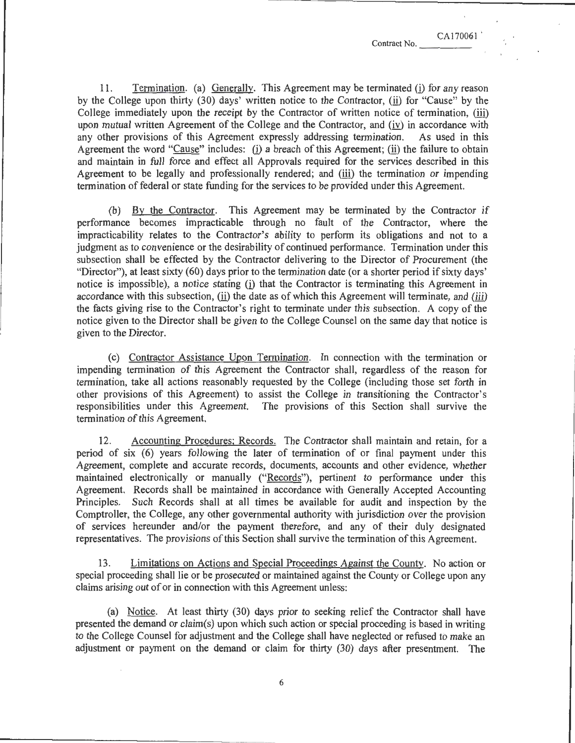Contract No. CA170061

11. Termination. (a) Generally. This Agreement may be terminated (i) for any reason by the College upon thirty (30) days' written notice to the Contractor, (ii) for "Cause" by the College immediately upon the receipt by the Contractor of written notice of termination, (iii) upon mutual written Agreement of the College and the Contractor, and (iv) in accordance with any other provisions of this Agreement expressly addressing termination. As used in this Agreement the word "Cause" includes: (i) a breach of this Agreement; (ii) the failure to obtain and maintain in full force and effect all Approvals required for the services described in this Agreement to be legally and professionally rendered; and (iii) the termination or impending termination of federal or state funding for the services to be provided under this Agreement.

(b) By the Contractor. This Agreement may be terminated by the Contractor if performance becomes impracticable through no fault of the Contractor, where the impracticability relates to the Contractor's ability to perform its obligations and not to a judgment as to convenience or the desirability of continued performance. Termination under this subsection shall be effected by the Contractor delivering to the Director of Procurement (the "Director"), at least sixty (60) days prior to the termination date (or a shorter period if sixty days' notice is impossible), a notice stating (i) that the Contractor is terminating this Agreement in accordance with this subsection, (ii) the date as of which this Agreement will terminate, and (iii) the facts giving rise to the Contractor's right to terminate under this subsection. A copy of the notice given to the Director shall be given to the College Counsel on the same day that notice is given to the Director.

(c) Contractor Assistance Upon Termination. In connection with the termination or impending termination of this Agreement the Contractor shall, regardless of the reason for termination, take all actions reasonably requested by the College (including those set forth in other provisions of this Agreement) to assist the College in transitioning the Contractor's responsibilities under this Agreement. The provisions of this Section shall survive the termination of this Agreement.

12. Accounting Procedures; Records. The Contractor shall maintain and retain, for a period of six (6) years following the later of termination of or final payment under this Agreement, complete and accurate records, documents, accounts and other evidence, whether maintained electronically or manually ("Records"), pertinent to performance under this Agreement. Records shall be maintained in accordance with Generally Accepted Accounting Principles. Such Records shall at all times be available for audit and inspection by the Comptroller, the College, any other governmental authority with jurisdiction over the provision of services hereunder and/or the payment therefore, and any of their duly designated representatives. The provisions of this Section shall survive the termination of this Agreement.

13. Limitations on Actions and Special Proceedings Against the County. No action or special proceeding shall lie or be prosecuted or maintained against the County or College upon any claims arising out of or in connection with this Agreement unless:

(a) Notice. At least thirty (30) days prior to seeking relief the Contractor shall have presented the demand or claim(s) upon which such action or special proceeding is based in writing to the College Counsel for adjustment and the College shall have neglected or refused to make an adjustment or payment on the demand or claim for thirty (30) days after presentment. The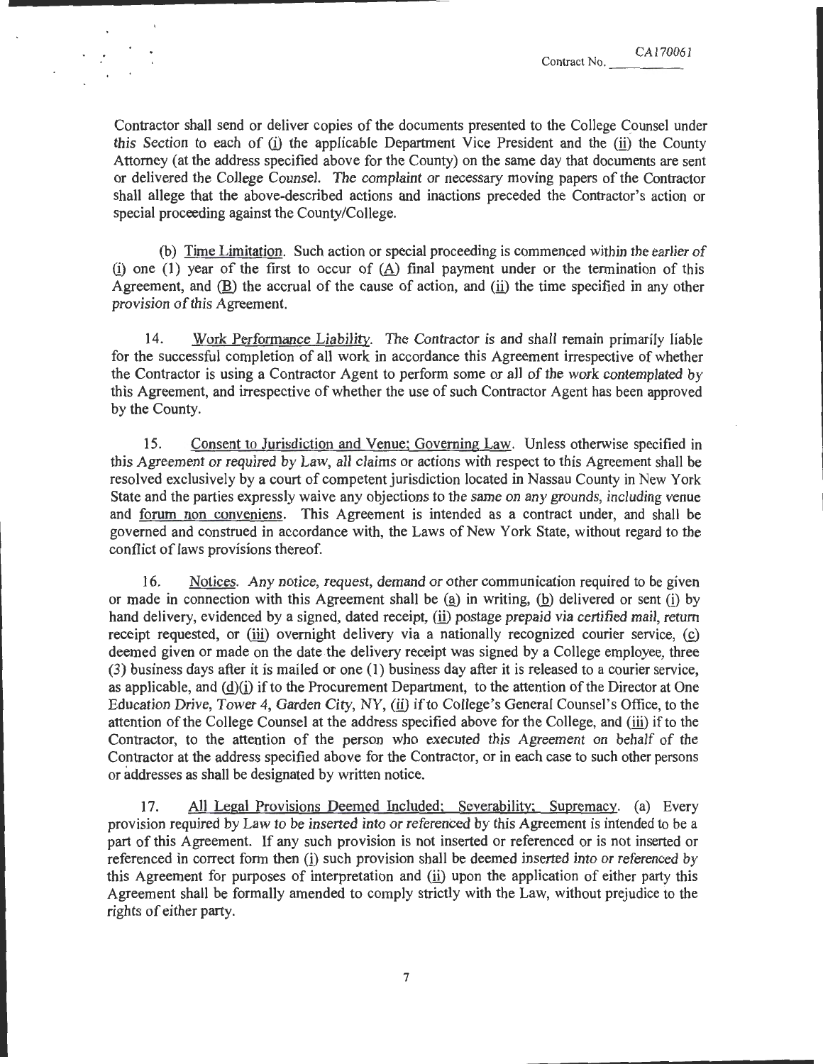Contractor shall send or deliver copies of the documents presented to the College Counsel under this Section to each of (i) the applicable Department Vice President and the (ii) the County Attorney (at the address specified above for the County) on the same day that documents are sent or delivered the College Counsel. The complaint or necessary moving papers of the Contractor shall allege that the above-described actions and inactions preceded the Contractor's action or special proceeding against the County/College.

(b) Time Limitation. Such action or special proceeding is commenced within the earlier of (i) one (1) year of the first to occur of (A) final payment under or the termination of this Agreement, and (B) the accrual of the cause of action, and (ii) the time specified in any other provision of this Agreement.

14. Work Performance Liability. The Contractor is and shall remain primarily liable for the successful completion of all work in accordance this Agreement irrespective of whether the Contractor is using a Contractor Agent to perform some or all of the work contemplated by this Agreement, and irrespective of whether the use of such Contractor Agent has been approved by the County.

15. Consent to Jurisdiction and Venue; Governing Law. Unless otherwise specified in this Agreement or required by Law, all claims or actions with respect to this Agreement shall be resolved exclusively by a court of competent jurisdiction located in Nassau County in New York State and the parties expressly waive any objections to the same on any grounds, including venue and forum non conveniens. This Agreement is intended as a contract under, and shall be governed and construed in accordance with, the Laws of New York State, without regard to the conflict of laws provisions thereof.

16. Notices. Any notice, request, demand or other communication required to be given or made in connection with this Agreement shall be (a) in writing, (b) delivered or sent (i) by hand delivery, evidenced by a signed, dated receipt, (ii) postage prepaid via certified mail, return receipt requested, or (iii) overnight delivery via a nationally recognized courier service, (c) deemed given or made on the date the delivery receipt was signed by a College employee, three (3) business days after it is mailed or one (1) business day after it is released to a courier service, as applicable, and (d)(i) if to the Procurement Department, to the attention of the Director at One Education Drive, Tower 4, Garden City, NY, (ii) if to College's General Counsel's Office, to the attention of the College Counsel at the address specified above for the College, and (iii) if to the Contractor, to the attention of the person who executed this Agreement on behalf of the Contractor at the address specified above for the Contractor, or in each case to such other persons or addresses as shall be designated by written notice.

17. All Legal Provisions Deemed Included; Severability; Supremacy. (a) Every provision required by Law to be inserted into or referenced by this Agreement is intended to be a part of this Agreement. If any such provision is not inserted or referenced or is not inserted or referenced in correct form then (i) such provision shall be deemed inserted into or referenced by this Agreement for purposes of interpretation and (ii) upon the application of either party this Agreement shall be formally amended to comply strictly with the Law, without prejudice to the rights of either party.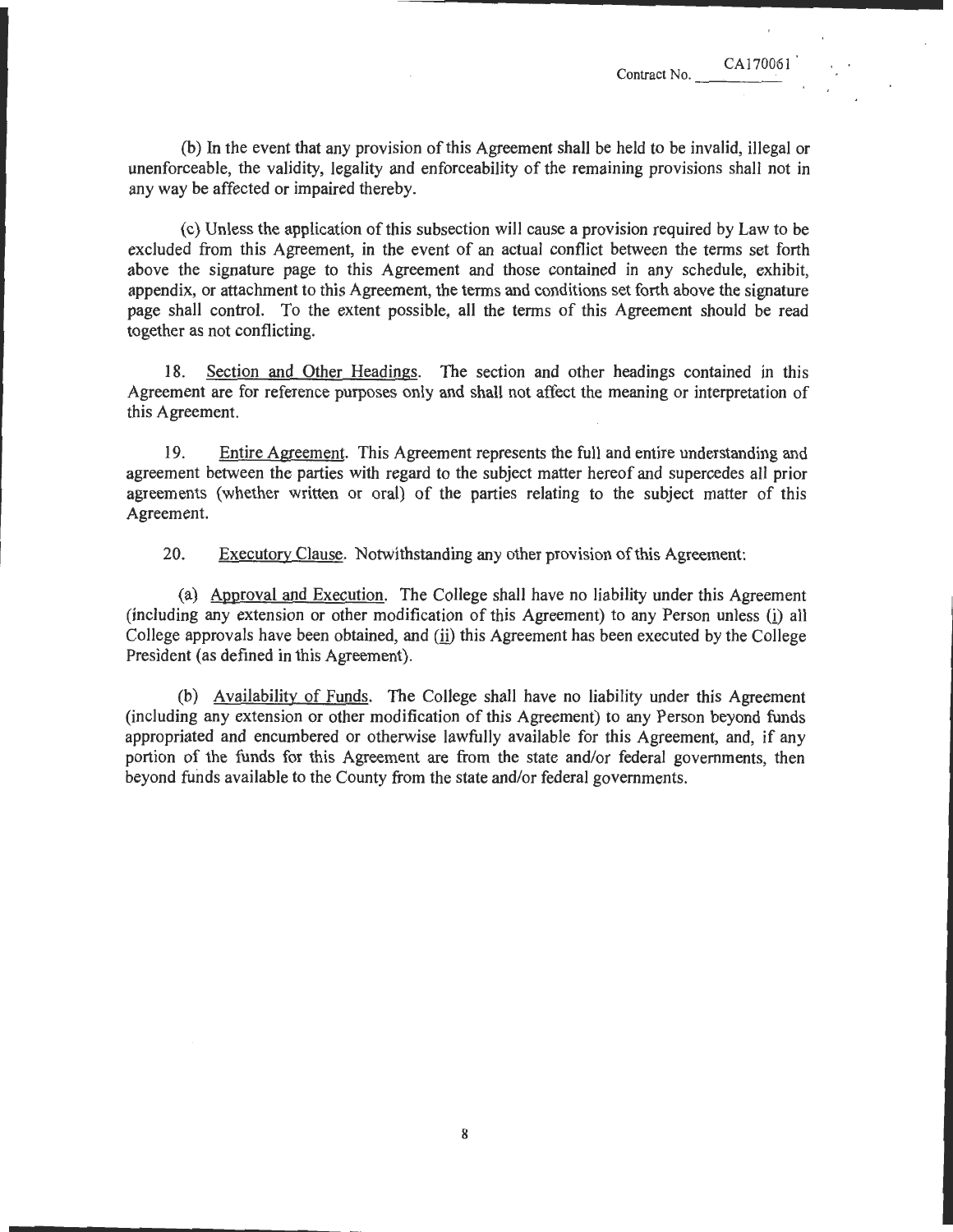(b) In the event that any provision of this Agreement shall be held to be invalid, illegal or unenforceable, the validity, legality and enforceability of the remaining provisions shall not in any way be affected or impaired thereby.

(c) Unless the application of this subsection will cause a provision required by Law to be excluded from this Agreement, in the event of an actual conflict between the terms set forth above the signature page to this Agreement and those contained in any schedule, exhibit, appendix, or attachment to this Agreement, the terms and conditions set forth above the signature page shall control. To the extent possible, all the terms of this Agreement should be read together as not conflicting.

18. Section and Other Headings. The section and other headings contained in this Agreement are for reference purposes only and shall not affect the meaning or interpretation of this Agreement.

19. Entire Agreement. This Agreement represents the full and entire understanding and agreement between the parties with regard to the subject matter hereof and supercedes all prior agreements (whether written or oral) of the parties relating to the subject matter of this Agreement.

20. Executory Clause. Notwithstanding any other provision of this Agreement:

(a) Approval and Execution. The College shall have no liability under this Agreement (including any extension or other modification of this Agreement) to any Person unless (i) all College approvals have been obtained, and (ii) this Agreement has been executed by the College President (as defined in this Agreement).

(b) Availability of Funds. The College shall have no liability under this Agreement (including any extension or other modification of this Agreement) to any Person beyond funds appropriated and encumbered or otherwise lawfully available for this Agreement, and, if any portion of the funds for this Agreement are from the state and/or federal governments, then beyond funds available to the County from the state and/or federal governments.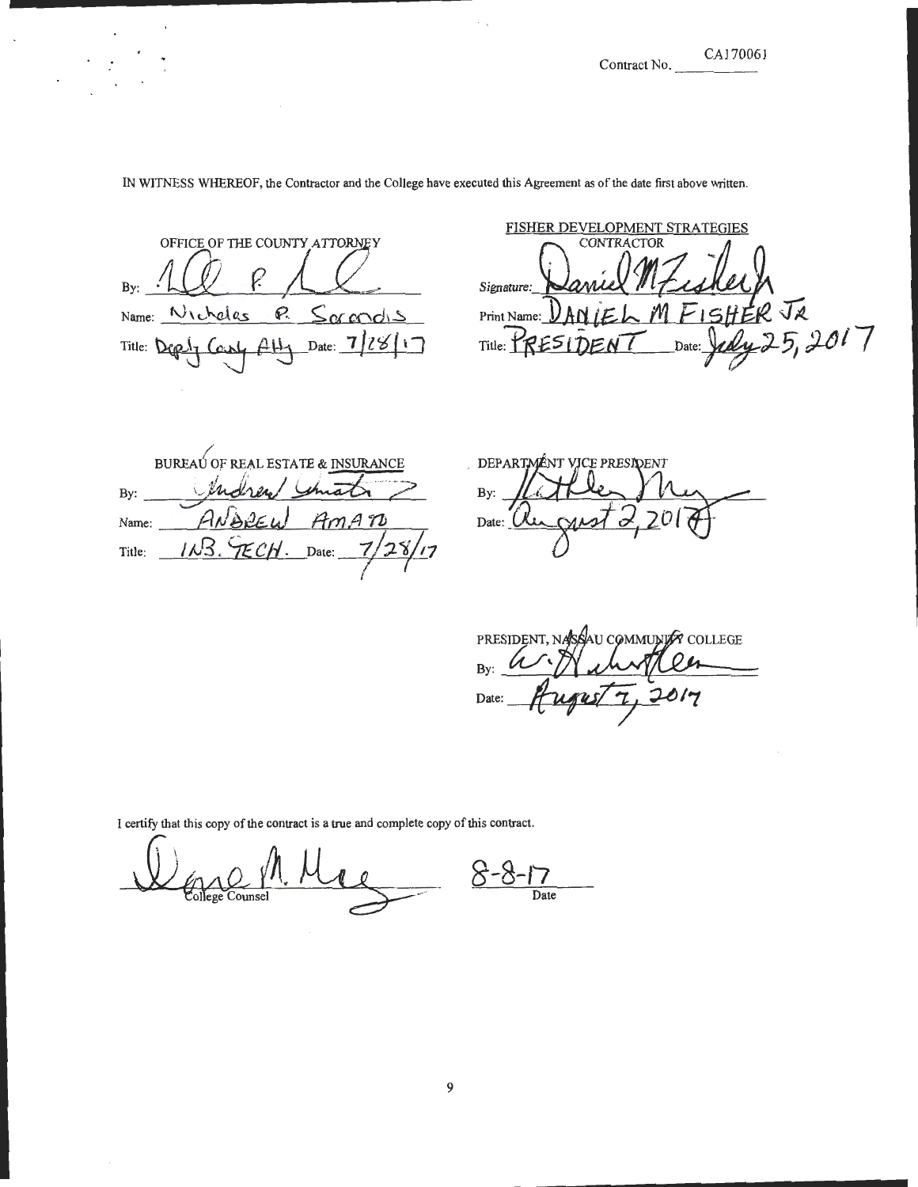Contract No. CA170061

IN WITNESS WHEREOF, the Contractor and the College have executed this Agreement as of the date first above written.

OFFICE OF THE COUNTY ATTORNEY

By: ______________________

Name: Nicholas P. Sarandis

Title: Deputy County Atty Date: 7/28/17

FISHER DEVELOPMENT STRATEGIES
CONTRACTOR

Signature: ______________________

Print Name: DANIEL M FISHER JR

Title: PRESIDENT Date: July 25, 2017

BUREAU OF REAL ESTATE & INSURANCE

By: ______________________

Name: ANDREW AMATO

Title: INS. TECH. Date: 7/28/17

DEPARTMENT VICE PRESIDENT

By: ______________________

Date: August 2, 2017

PRESIDENT, NASSAU COMMUNITY COLLEGE

By: ______________________

Date: August 7, 2017

I certify that this copy of the contract is a true and complete copy of this contract.

______________________ 8-8-17
College Counsel Date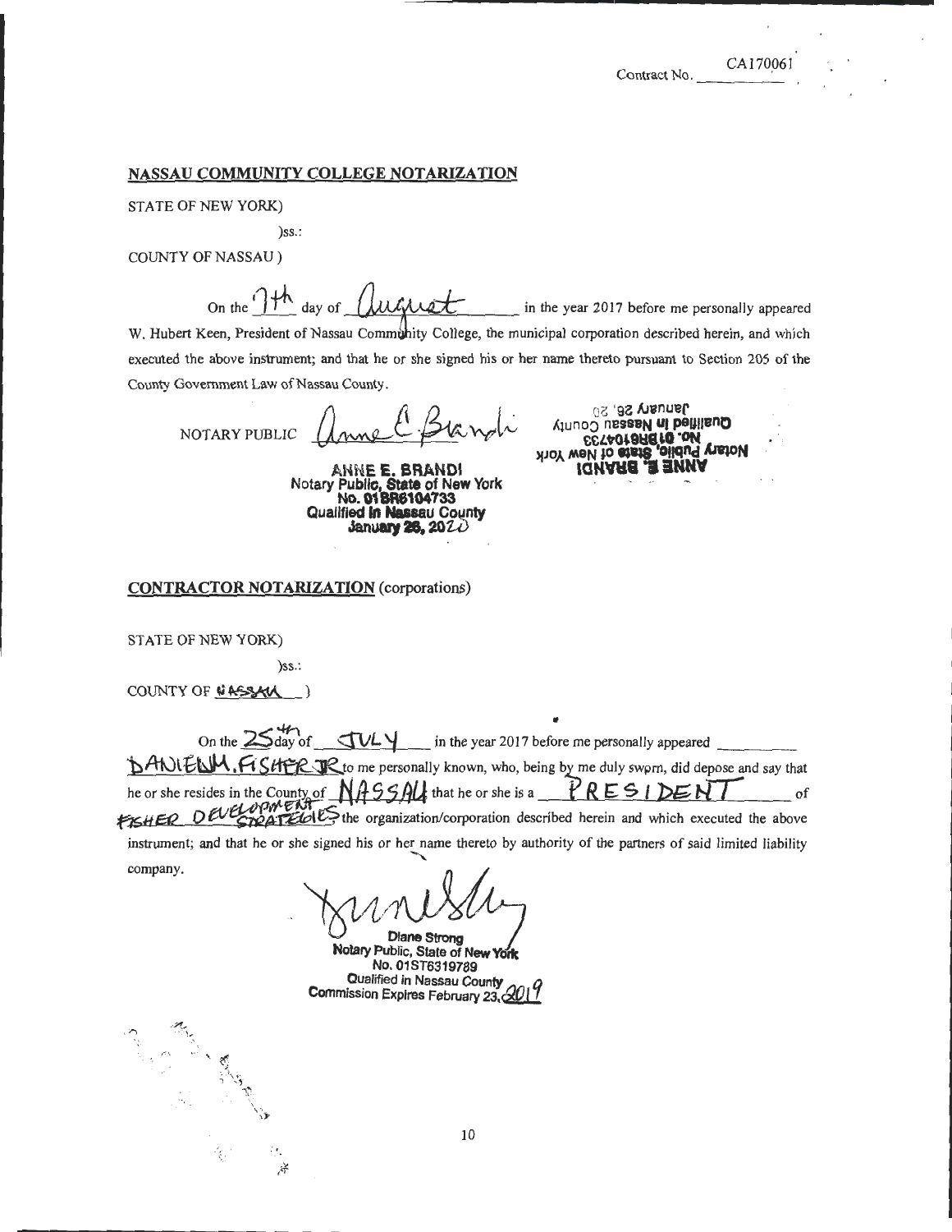Contract No. CA170061

## NASSAU COMMUNITY COLLEGE NOTARIZATION

STATE OF NEW YORK)

)ss.:

COUNTY OF NASSAU )

On the 7th day of August in the year 2017 before me personally appeared W. Hubert Keen, President of Nassau Community College, the municipal corporation described herein, and which executed the above instrument; and that he or she signed his or her name thereto pursuant to Section 205 of the County Government Law of Nassau County.

NOTARY PUBLIC Anne E. Brandi

ANNE E. BRANDI
Notary Public, State of New York
No. 01BR6104733
Qualified in Nassau County
January 26, 2020

## CONTRACTOR NOTARIZATION (corporations)

STATE OF NEW YORK)

)ss.:

COUNTY OF NASSAU )

On the 25th day of JULY in the year 2017 before me personally appeared DANIEL M. FISHER JR to me personally known, who, being by me duly sworn, did depose and say that he or she resides in the County of NASSAU that he or she is a PRESIDENT of FISHER DEVELOPMENT STRATEGIES the organization/corporation described herein and which executed the above instrument; and that he or she signed his or her name thereto by authority of the partners of said limited liability company.

Diane Strong
Notary Public, State of New York
No. 01ST6319789
Qualified in Nassau County
Commission Expires February 23, 2019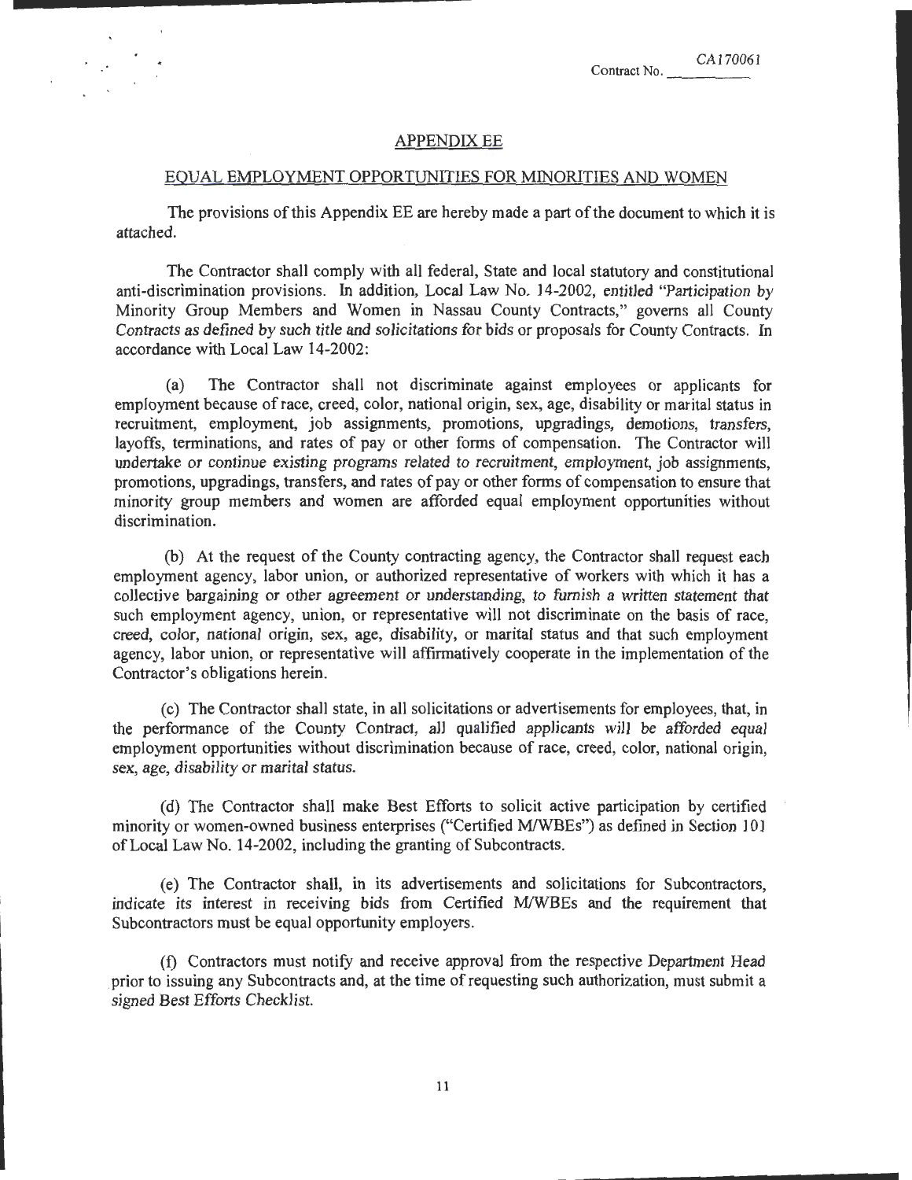Contract No. CA170061

## APPENDIX EE

## EQUAL EMPLOYMENT OPPORTUNITIES FOR MINORITIES AND WOMEN

The provisions of this Appendix EE are hereby made a part of the document to which it is attached.

The Contractor shall comply with all federal, State and local statutory and constitutional anti-discrimination provisions. In addition, Local Law No. 14-2002, entitled "Participation by Minority Group Members and Women in Nassau County Contracts," governs all County Contracts as defined by such title and solicitations for bids or proposals for County Contracts. In accordance with Local Law 14-2002:

(a) The Contractor shall not discriminate against employees or applicants for employment because of race, creed, color, national origin, sex, age, disability or marital status in recruitment, employment, job assignments, promotions, upgradings, demotions, transfers, layoffs, terminations, and rates of pay or other forms of compensation. The Contractor will undertake or continue existing programs related to recruitment, employment, job assignments, promotions, upgradings, transfers, and rates of pay or other forms of compensation to ensure that minority group members and women are afforded equal employment opportunities without discrimination.

(b) At the request of the County contracting agency, the Contractor shall request each employment agency, labor union, or authorized representative of workers with which it has a collective bargaining or other agreement or understanding, to furnish a written statement that such employment agency, union, or representative will not discriminate on the basis of race, creed, color, national origin, sex, age, disability, or marital status and that such employment agency, labor union, or representative will affirmatively cooperate in the implementation of the Contractor's obligations herein.

(c) The Contractor shall state, in all solicitations or advertisements for employees, that, in the performance of the County Contract, all qualified applicants will be afforded equal employment opportunities without discrimination because of race, creed, color, national origin, sex, age, disability or marital status.

(d) The Contractor shall make Best Efforts to solicit active participation by certified minority or women-owned business enterprises ("Certified M/WBEs") as defined in Section 101 of Local Law No. 14-2002, including the granting of Subcontracts.

(e) The Contractor shall, in its advertisements and solicitations for Subcontractors, indicate its interest in receiving bids from Certified M/WBEs and the requirement that Subcontractors must be equal opportunity employers.

(f) Contractors must notify and receive approval from the respective Department Head prior to issuing any Subcontracts and, at the time of requesting such authorization, must submit a signed Best Efforts Checklist.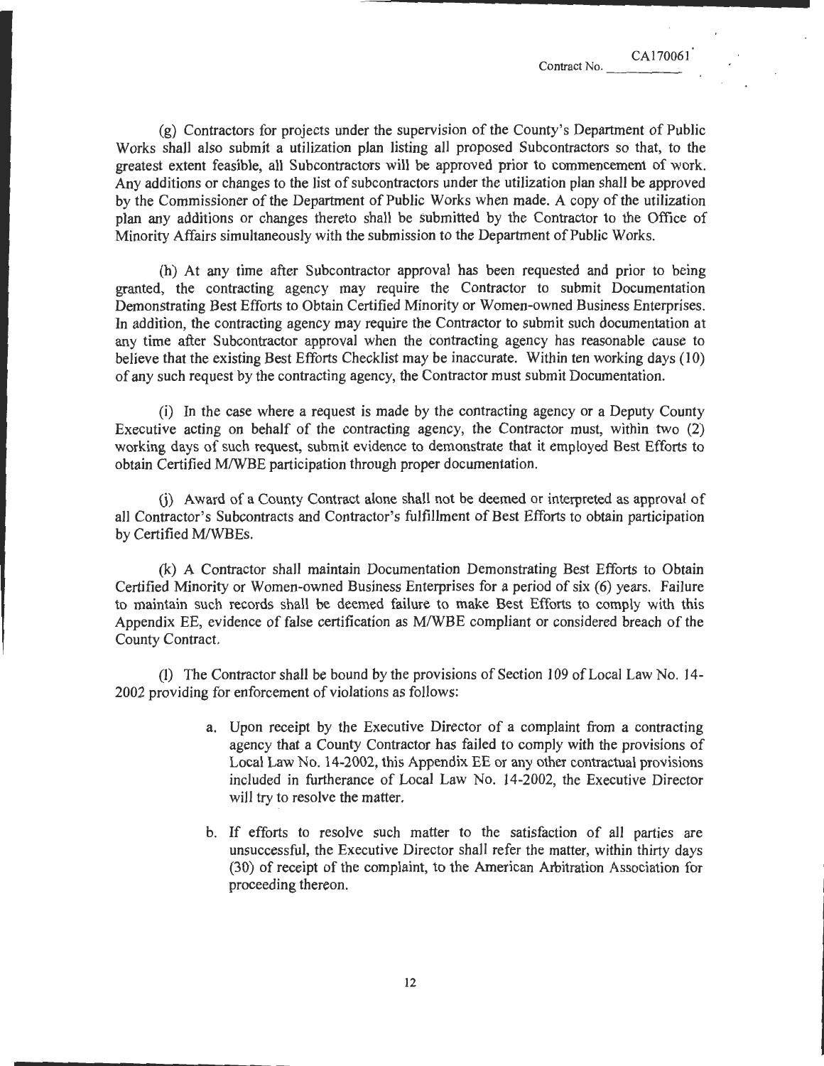(g) Contractors for projects under the supervision of the County's Department of Public Works shall also submit a utilization plan listing all proposed Subcontractors so that, to the greatest extent feasible, all Subcontractors will be approved prior to commencement of work. Any additions or changes to the list of subcontractors under the utilization plan shall be approved by the Commissioner of the Department of Public Works when made. A copy of the utilization plan any additions or changes thereto shall be submitted by the Contractor to the Office of Minority Affairs simultaneously with the submission to the Department of Public Works.

(h) At any time after Subcontractor approval has been requested and prior to being granted, the contracting agency may require the Contractor to submit Documentation Demonstrating Best Efforts to Obtain Certified Minority or Women-owned Business Enterprises. In addition, the contracting agency may require the Contractor to submit such documentation at any time after Subcontractor approval when the contracting agency has reasonable cause to believe that the existing Best Efforts Checklist may be inaccurate. Within ten working days (10) of any such request by the contracting agency, the Contractor must submit Documentation.

(i) In the case where a request is made by the contracting agency or a Deputy County Executive acting on behalf of the contracting agency, the Contractor must, within two (2) working days of such request, submit evidence to demonstrate that it employed Best Efforts to obtain Certified M/WBE participation through proper documentation.

(j) Award of a County Contract alone shall not be deemed or interpreted as approval of all Contractor's Subcontracts and Contractor's fulfillment of Best Efforts to obtain participation by Certified M/WBEs.

(k) A Contractor shall maintain Documentation Demonstrating Best Efforts to Obtain Certified Minority or Women-owned Business Enterprises for a period of six (6) years. Failure to maintain such records shall be deemed failure to make Best Efforts to comply with this Appendix EE, evidence of false certification as M/WBE compliant or considered breach of the County Contract.

(l) The Contractor shall be bound by the provisions of Section 109 of Local Law No. 14-2002 providing for enforcement of violations as follows:

a. Upon receipt by the Executive Director of a complaint from a contracting agency that a County Contractor has failed to comply with the provisions of Local Law No. 14-2002, this Appendix EE or any other contractual provisions included in furtherance of Local Law No. 14-2002, the Executive Director will try to resolve the matter.

b. If efforts to resolve such matter to the satisfaction of all parties are unsuccessful, the Executive Director shall refer the matter, within thirty days (30) of receipt of the complaint, to the American Arbitration Association for proceeding thereon.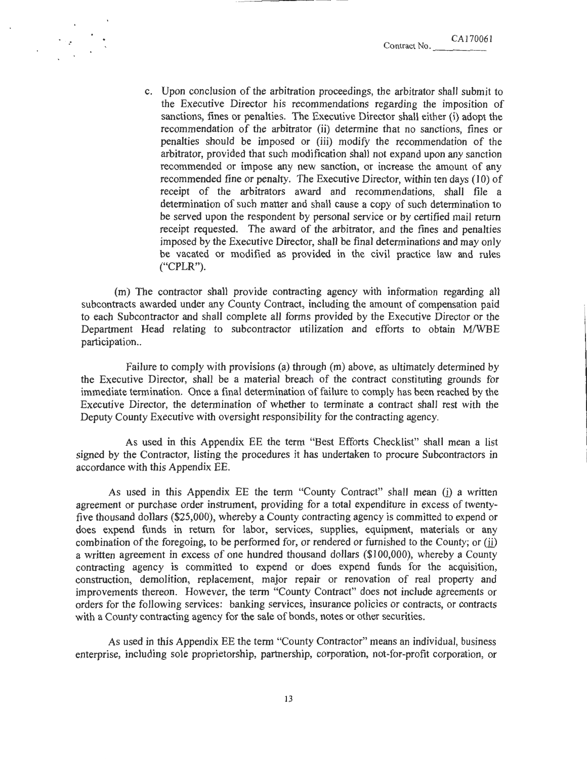c. Upon conclusion of the arbitration proceedings, the arbitrator shall submit to the Executive Director his recommendations regarding the imposition of sanctions, fines or penalties. The Executive Director shall either (i) adopt the recommendation of the arbitrator (ii) determine that no sanctions, fines or penalties should be imposed or (iii) modify the recommendation of the arbitrator, provided that such modification shall not expand upon any sanction recommended or impose any new sanction, or increase the amount of any recommended fine or penalty. The Executive Director, within ten days (10) of receipt of the arbitrators award and recommendations, shall file a determination of such matter and shall cause a copy of such determination to be served upon the respondent by personal service or by certified mail return receipt requested. The award of the arbitrator, and the fines and penalties imposed by the Executive Director, shall be final determinations and may only be vacated or modified as provided in the civil practice law and rules ("CPLR").

(m) The contractor shall provide contracting agency with information regarding all subcontracts awarded under any County Contract, including the amount of compensation paid to each Subcontractor and shall complete all forms provided by the Executive Director or the Department Head relating to subcontractor utilization and efforts to obtain M/WBE participation..

Failure to comply with provisions (a) through (m) above, as ultimately determined by the Executive Director, shall be a material breach of the contract constituting grounds for immediate termination. Once a final determination of failure to comply has been reached by the Executive Director, the determination of whether to terminate a contract shall rest with the Deputy County Executive with oversight responsibility for the contracting agency.

As used in this Appendix EE the term "Best Efforts Checklist" shall mean a list signed by the Contractor, listing the procedures it has undertaken to procure Subcontractors in accordance with this Appendix EE.

As used in this Appendix EE the term "County Contract" shall mean (i) a written agreement or purchase order instrument, providing for a total expenditure in excess of twenty-five thousand dollars ($25,000), whereby a County contracting agency is committed to expend or does expend funds in return for labor, services, supplies, equipment, materials or any combination of the foregoing, to be performed for, or rendered or furnished to the County; or (ii) a written agreement in excess of one hundred thousand dollars ($100,000), whereby a County contracting agency is committed to expend or does expend funds for the acquisition, construction, demolition, replacement, major repair or renovation of real property and improvements thereon. However, the term "County Contract" does not include agreements or orders for the following services: banking services, insurance policies or contracts, or contracts with a County contracting agency for the sale of bonds, notes or other securities.

As used in this Appendix EE the term "County Contractor" means an individual, business enterprise, including sole proprietorship, partnership, corporation, not-for-profit corporation, or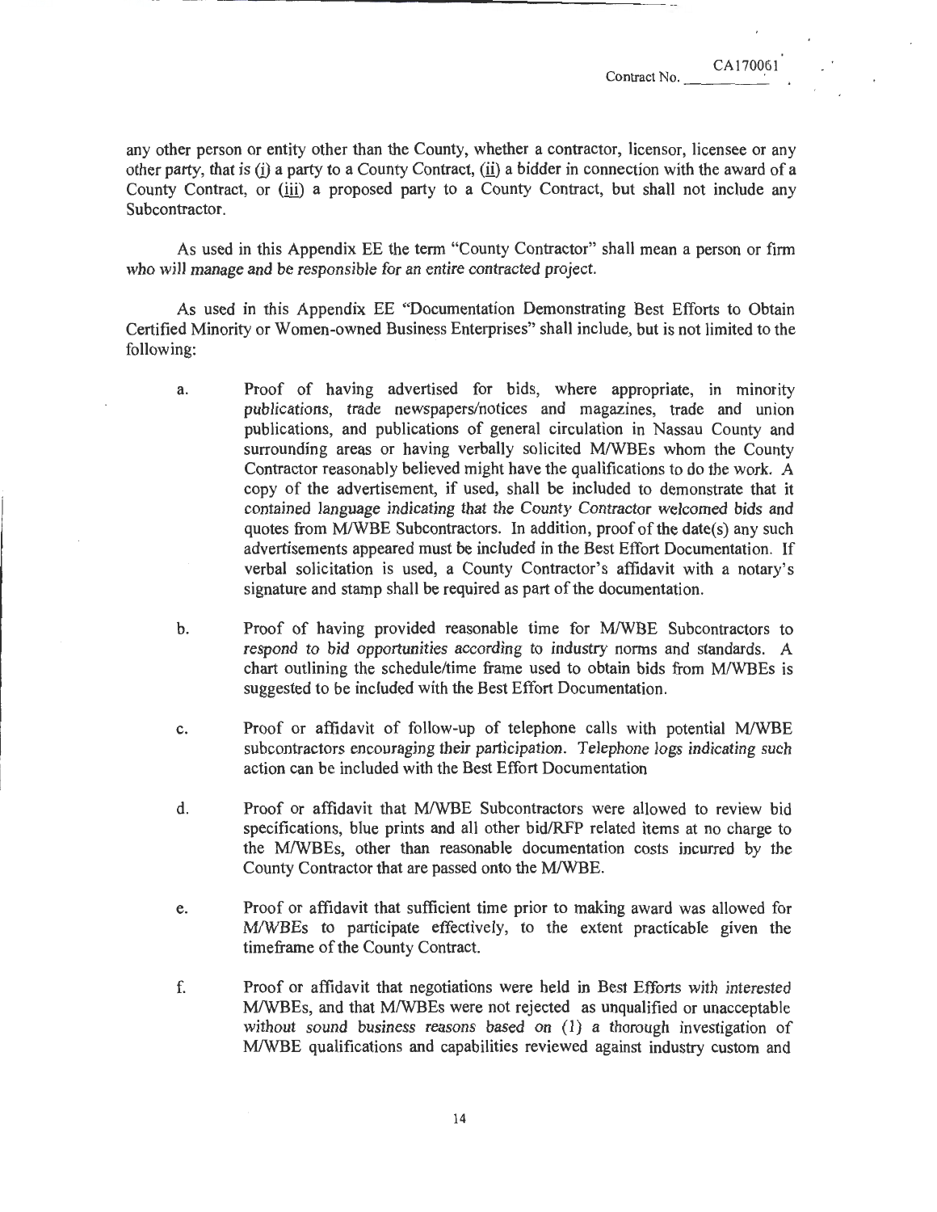any other person or entity other than the County, whether a contractor, licensor, licensee or any other party, that is (i) a party to a County Contract, (ii) a bidder in connection with the award of a County Contract, or (iii) a proposed party to a County Contract, but shall not include any Subcontractor.

As used in this Appendix EE the term "County Contractor" shall mean a person or firm who will manage and be responsible for an entire contracted project.

As used in this Appendix EE "Documentation Demonstrating Best Efforts to Obtain Certified Minority or Women-owned Business Enterprises" shall include, but is not limited to the following:

a. Proof of having advertised for bids, where appropriate, in minority publications, trade newspapers/notices and magazines, trade and union publications, and publications of general circulation in Nassau County and surrounding areas or having verbally solicited M/WBEs whom the County Contractor reasonably believed might have the qualifications to do the work. A copy of the advertisement, if used, shall be included to demonstrate that it contained language indicating that the County Contractor welcomed bids and quotes from M/WBE Subcontractors. In addition, proof of the date(s) any such advertisements appeared must be included in the Best Effort Documentation. If verbal solicitation is used, a County Contractor's affidavit with a notary's signature and stamp shall be required as part of the documentation.

b. Proof of having provided reasonable time for M/WBE Subcontractors to respond to bid opportunities according to industry norms and standards. A chart outlining the schedule/time frame used to obtain bids from M/WBEs is suggested to be included with the Best Effort Documentation.

c. Proof or affidavit of follow-up of telephone calls with potential M/WBE subcontractors encouraging their participation. Telephone logs indicating such action can be included with the Best Effort Documentation

d. Proof or affidavit that M/WBE Subcontractors were allowed to review bid specifications, blue prints and all other bid/RFP related items at no charge to the M/WBEs, other than reasonable documentation costs incurred by the County Contractor that are passed onto the M/WBE.

e. Proof or affidavit that sufficient time prior to making award was allowed for M/WBEs to participate effectively, to the extent practicable given the timeframe of the County Contract.

f. Proof or affidavit that negotiations were held in Best Efforts with interested M/WBEs, and that M/WBEs were not rejected as unqualified or unacceptable without sound business reasons based on (1) a thorough investigation of M/WBE qualifications and capabilities reviewed against industry custom and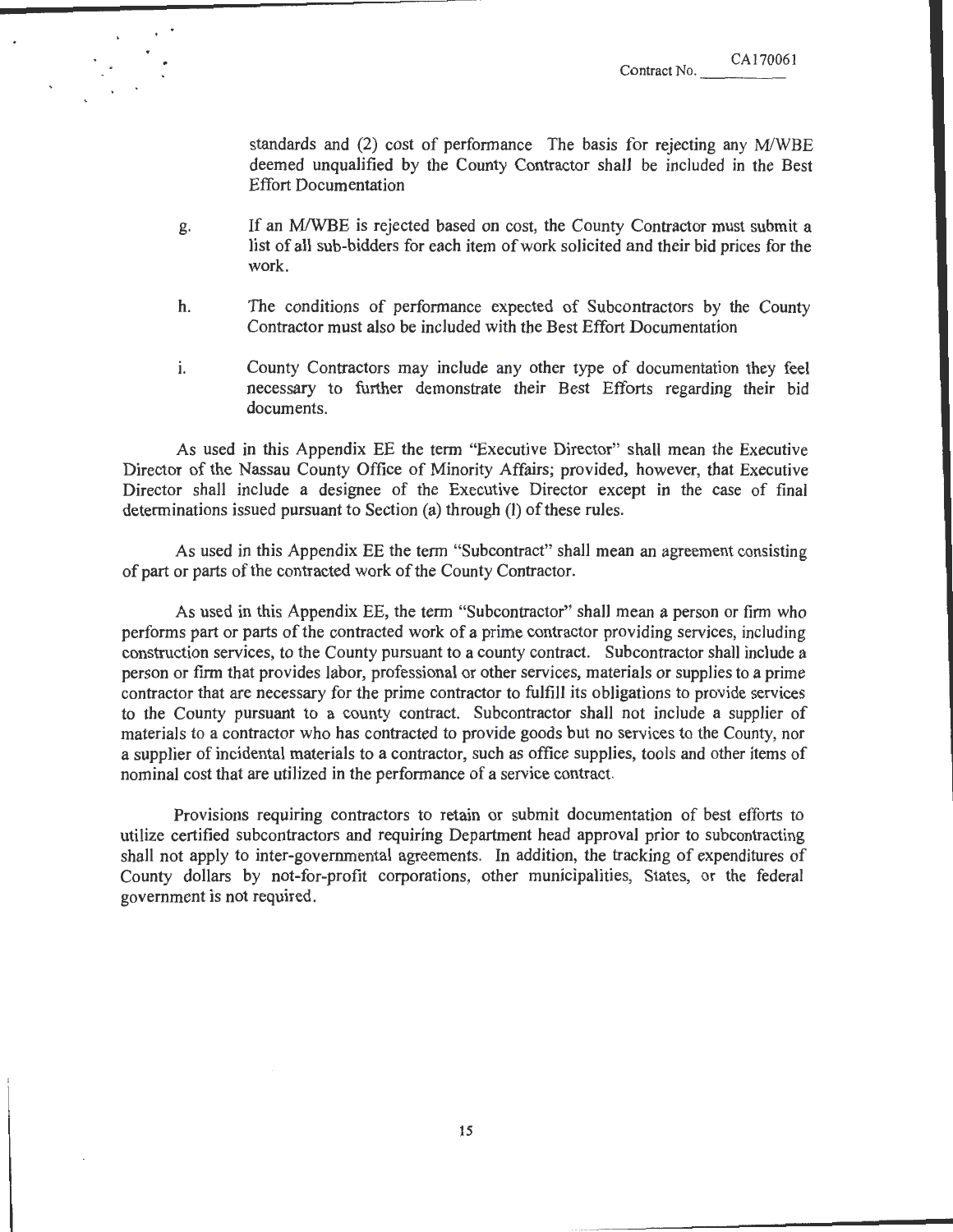standards and (2) cost of performance The basis for rejecting any M/WBE deemed unqualified by the County Contractor shall be included in the Best Effort Documentation

g. If an M/WBE is rejected based on cost, the County Contractor must submit a list of all sub-bidders for each item of work solicited and their bid prices for the work.

h. The conditions of performance expected of Subcontractors by the County Contractor must also be included with the Best Effort Documentation

i. County Contractors may include any other type of documentation they feel necessary to further demonstrate their Best Efforts regarding their bid documents.

As used in this Appendix EE the term "Executive Director" shall mean the Executive Director of the Nassau County Office of Minority Affairs; provided, however, that Executive Director shall include a designee of the Executive Director except in the case of final determinations issued pursuant to Section (a) through (I) of these rules.

As used in this Appendix EE the term "Subcontract" shall mean an agreement consisting of part or parts of the contracted work of the County Contractor.

As used in this Appendix EE, the term "Subcontractor" shall mean a person or firm who performs part or parts of the contracted work of a prime contractor providing services, including construction services, to the County pursuant to a county contract. Subcontractor shall include a person or firm that provides labor, professional or other services, materials or supplies to a prime contractor that are necessary for the prime contractor to fulfill its obligations to provide services to the County pursuant to a county contract. Subcontractor shall not include a supplier of materials to a contractor who has contracted to provide goods but no services to the County, nor a supplier of incidental materials to a contractor, such as office supplies, tools and other items of nominal cost that are utilized in the performance of a service contract.

Provisions requiring contractors to retain or submit documentation of best efforts to utilize certified subcontractors and requiring Department head approval prior to subcontracting shall not apply to inter-governmental agreements. In addition, the tracking of expenditures of County dollars by not-for-profit corporations, other municipalities, States, or the federal government is not required.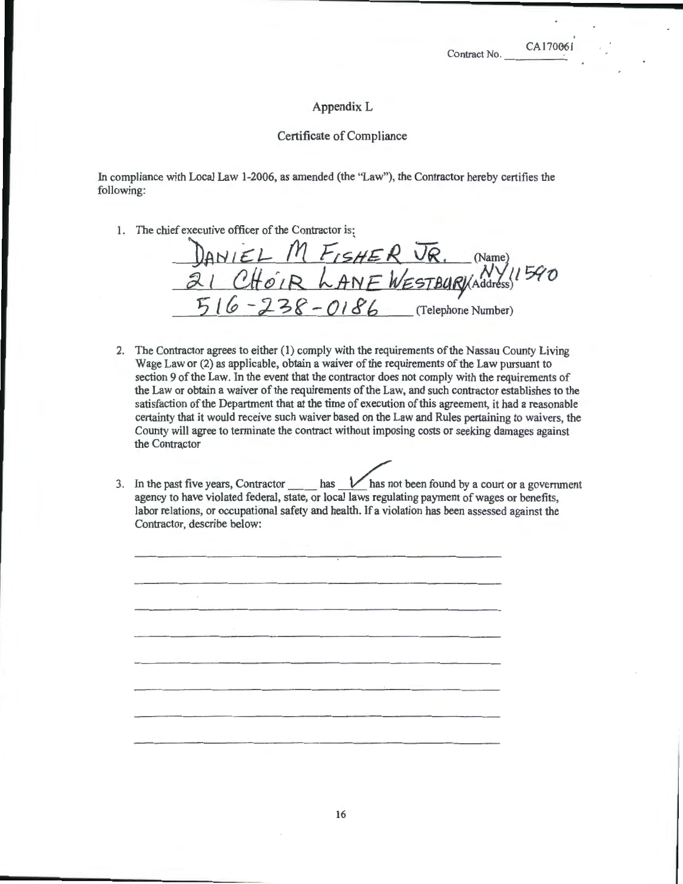Contract No. CA170061

## Appendix L

### Certificate of Compliance

In compliance with Local Law 1-2006, as amended (the "Law"), the Contractor hereby certifies the following:

1. The chief executive officer of the Contractor is:

   DANIEL M FISHER JR. (Name)

   21 CHOIR LANE WESTBURY NY 11590 (Address)

   516-238-0186 (Telephone Number)

2. The Contractor agrees to either (1) comply with the requirements of the Nassau County Living Wage Law or (2) as applicable, obtain a waiver of the requirements of the Law pursuant to section 9 of the Law. In the event that the contractor does not comply with the requirements of the Law or obtain a waiver of the requirements of the Law, and such contractor establishes to the satisfaction of the Department that at the time of execution of this agreement, it had a reasonable certainty that it would receive such waiver based on the Law and Rules pertaining to waivers, the County will agree to terminate the contract without imposing costs or seeking damages against the Contractor

3. In the past five years, Contractor ____ has _✓_ has not been found by a court or a government agency to have violated federal, state, or local laws regulating payment of wages or benefits, labor relations, or occupational safety and health. If a violation has been assessed against the Contractor, describe below:

   ________________________________________

   ________________________________________

   ________________________________________

   ________________________________________

   ________________________________________

   ________________________________________

   ________________________________________

   ________________________________________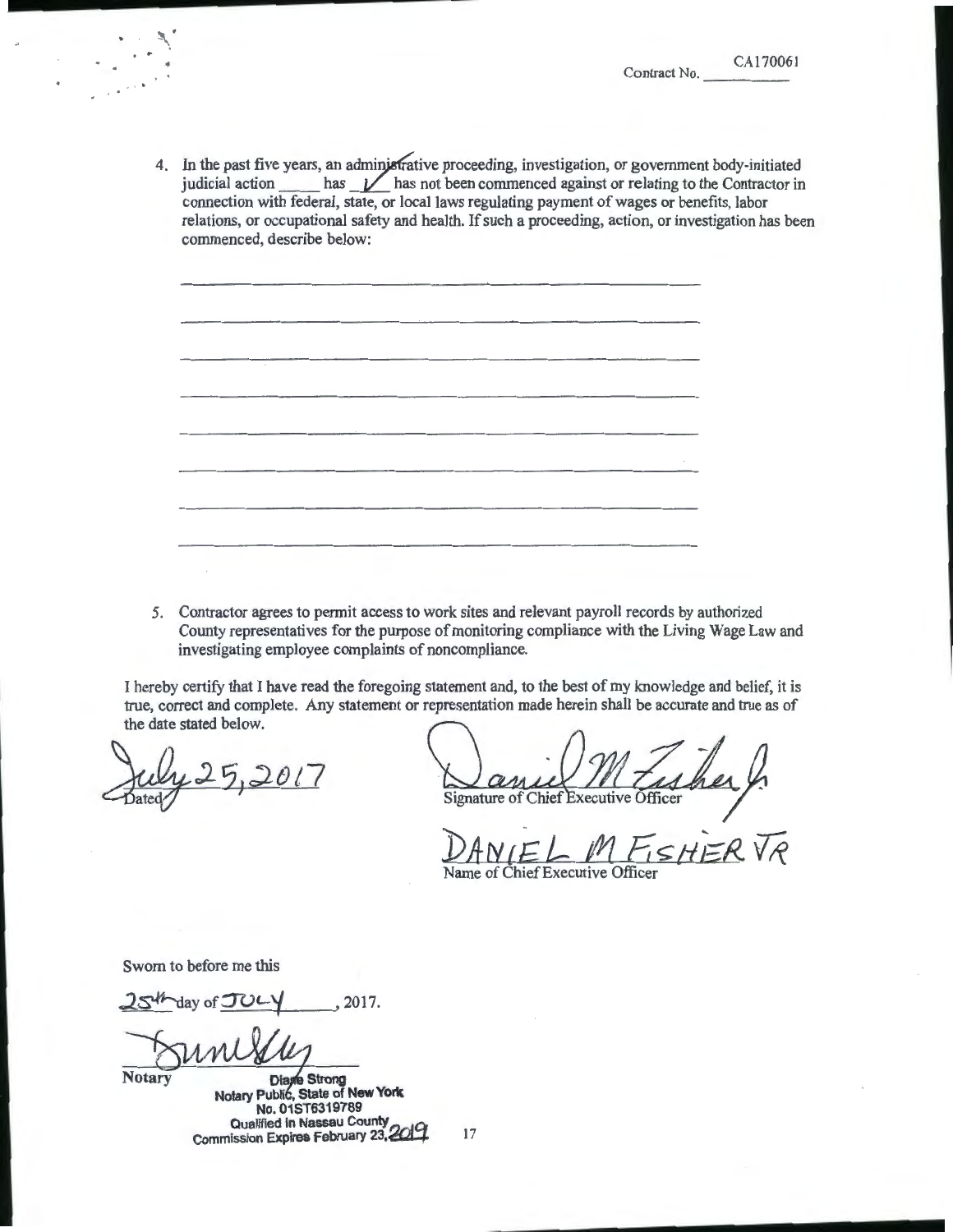Contract No. CA170061

4. In the past five years, an administrative proceeding, investigation, or government body-initiated judicial action \_\_\_\_ has ✓ has not been commenced against or relating to the Contractor in connection with federal, state, or local laws regulating payment of wages or benefits, labor relations, or occupational safety and health. If such a proceeding, action, or investigation has been commenced, describe below:

\_\_\_\_\_\_\_\_\_\_\_\_\_\_\_\_\_\_\_\_\_\_\_\_\_\_\_\_\_\_\_\_\_\_\_\_\_\_\_\_\_\_\_\_\_\_\_\_

\_\_\_\_\_\_\_\_\_\_\_\_\_\_\_\_\_\_\_\_\_\_\_\_\_\_\_\_\_\_\_\_\_\_\_\_\_\_\_\_\_\_\_\_\_\_\_\_

\_\_\_\_\_\_\_\_\_\_\_\_\_\_\_\_\_\_\_\_\_\_\_\_\_\_\_\_\_\_\_\_\_\_\_\_\_\_\_\_\_\_\_\_\_\_\_\_

\_\_\_\_\_\_\_\_\_\_\_\_\_\_\_\_\_\_\_\_\_\_\_\_\_\_\_\_\_\_\_\_\_\_\_\_\_\_\_\_\_\_\_\_\_\_\_\_

\_\_\_\_\_\_\_\_\_\_\_\_\_\_\_\_\_\_\_\_\_\_\_\_\_\_\_\_\_\_\_\_\_\_\_\_\_\_\_\_\_\_\_\_\_\_\_\_

\_\_\_\_\_\_\_\_\_\_\_\_\_\_\_\_\_\_\_\_\_\_\_\_\_\_\_\_\_\_\_\_\_\_\_\_\_\_\_\_\_\_\_\_\_\_\_\_

\_\_\_\_\_\_\_\_\_\_\_\_\_\_\_\_\_\_\_\_\_\_\_\_\_\_\_\_\_\_\_\_\_\_\_\_\_\_\_\_\_\_\_\_\_\_\_\_

\_\_\_\_\_\_\_\_\_\_\_\_\_\_\_\_\_\_\_\_\_\_\_\_\_\_\_\_\_\_\_\_\_\_\_\_\_\_\_\_\_\_\_\_\_\_\_\_

5. Contractor agrees to permit access to work sites and relevant payroll records by authorized County representatives for the purpose of monitoring compliance with the Living Wage Law and investigating employee complaints of noncompliance.

I hereby certify that I have read the foregoing statement and, to the best of my knowledge and belief, it is true, correct and complete. Any statement or representation made herein shall be accurate and true as of the date stated below.

July 25, 2017
Dated

Daniel M Fisher Jr.
Signature of Chief Executive Officer

DANIEL M FISHER JR
Name of Chief Executive Officer

Sworn to before me this

25th day of JULY, 2017.

Notary

Diane Strong
Notary Public, State of New York
No. 01ST6319789
Qualified in Nassau County
Commission Expires February 23, 2019